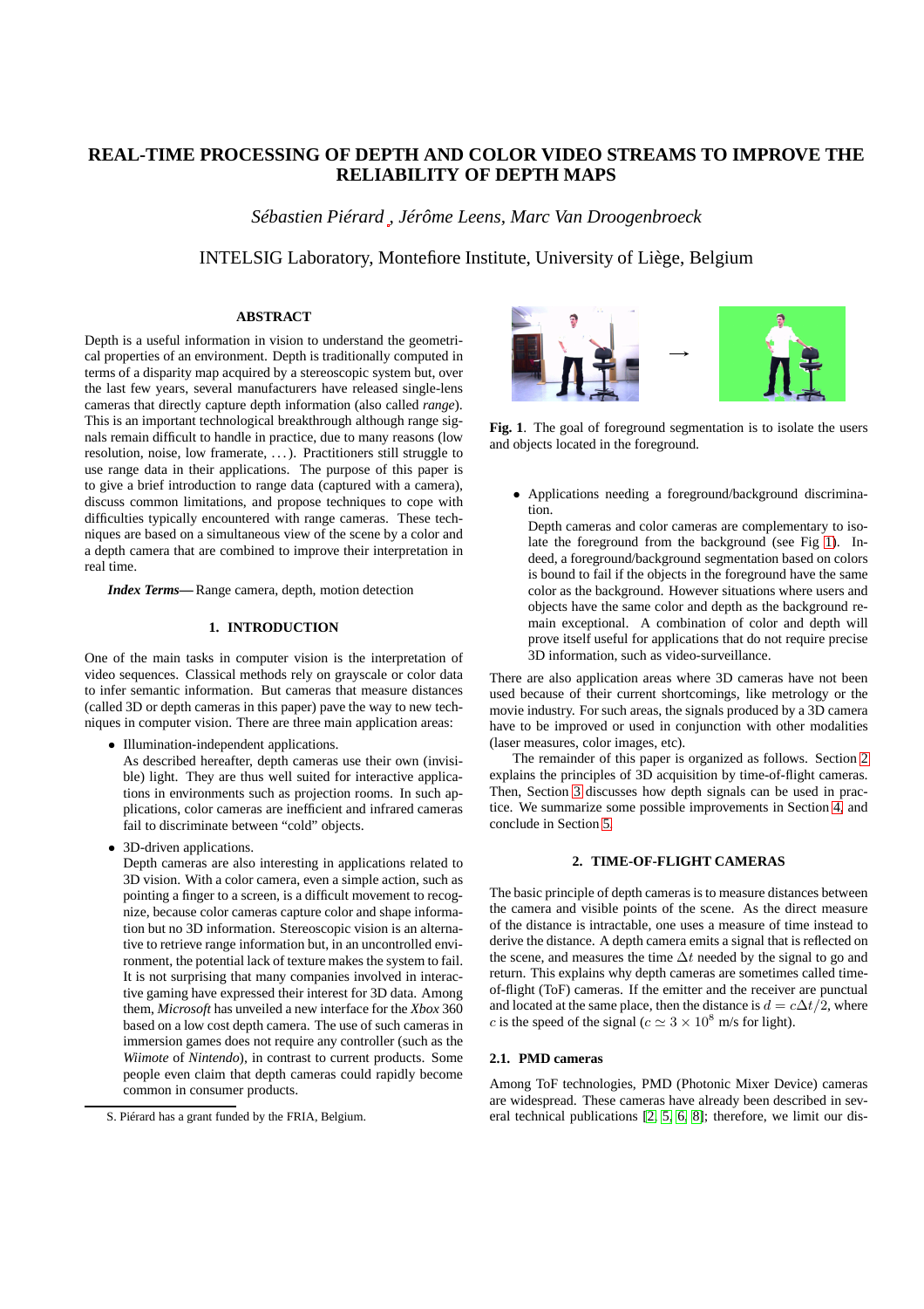# REAL-TIME PROCESSING OF DEPTH AND COLOR VIDEO STREAMS TO IMPROVE THE RELIABILITY OF DEPTH MAPS

*Sébastien Piérard , Jérôme Leens, Marc Van Droogenbroeck*

INTELSIG Laboratory, Montefiore Institute, University of Liège, Belgium

## ABSTRACT

Depth is a useful information in vision to understand the geometrical properties of an environment. Depth is traditionally computed in terms of a disparity map acquired by a stereoscopic system but, over the last few years, several manufacturers have released single-lens cameras that directly capture depth information (also called *range*). This is an important technological breakthrough although range signals remain difficult to handle in practice, due to many reasons (low resolution, noise, low framerate, ...). Practitioners still struggle to use range data in their applications. The purpose of this paper is to give a brief introduction to range data (captured with a camera), discuss common limitations, and propose techniques to cope with difficulties typically encountered with range cameras. These techniques are based on a simultaneous view of the scene by a color and a depth camera that are combined to improve their interpretation in real time.

***Index Terms***— Range camera, depth, motion detection

## 1. INTRODUCTION

One of the main tasks in computer vision is the interpretation of video sequences. Classical methods rely on grayscale or color data to infer semantic information. But cameras that measure distances (called 3D or depth cameras in this paper) pave the way to new techniques in computer vision. There are three main application areas:

- Illumination-independent applications.
  As described hereafter, depth cameras use their own (invisible) light. They are thus well suited for interactive applications in environments such as projection rooms. In such applications, color cameras are inefficient and infrared cameras fail to discriminate between "cold" objects.
- 3D-driven applications.
  Depth cameras are also interesting in applications related to 3D vision. With a color camera, even a simple action, such as pointing a finger to a screen, is a difficult movement to recognize, because color cameras capture color and shape information but no 3D information. Stereoscopic vision is an alternative to retrieve range information but, in an uncontrolled environment, the potential lack of texture makes the system to fail. It is not surprising that many companies involved in interactive gaming have expressed their interest for 3D data. Among them, *Microsoft* has unveiled a new interface for the *Xbox* 360 based on a low cost depth camera. The use of such cameras in immersion games does not require any controller (such as the *Wiimote* of *Nintendo*), in contrast to current products. Some people even claim that depth cameras could rapidly become common in consumer products.

S. Piérard has a grant funded by the FRIA, Belgium.

Fig. 1. The goal of foreground segmentation is to isolate the users and objects located in the foreground.

- Applications needing a foreground/background discrimination.
  Depth cameras and color cameras are complementary to isolate the foreground from the background (see Fig 1). Indeed, a foreground/background segmentation based on colors is bound to fail if the objects in the foreground have the same color as the background. However situations where users and objects have the same color and depth as the background remain exceptional. A combination of color and depth will prove itself useful for applications that do not require precise 3D information, such as video-surveillance.

There are also application areas where 3D cameras have not been used because of their current shortcomings, like metrology or the movie industry. For such areas, the signals produced by a 3D camera have to be improved or used in conjunction with other modalities (laser measures, color images, etc).

The remainder of this paper is organized as follows. Section 2 explains the principles of 3D acquisition by time-of-flight cameras. Then, Section 3 discusses how depth signals can be used in practice. We summarize some possible improvements in Section 4, and conclude in Section 5.

## 2. TIME-OF-FLIGHT CAMERAS

The basic principle of depth cameras is to measure distances between the camera and visible points of the scene. As the direct measure of the distance is intractable, one uses a measure of time instead to derive the distance. A depth camera emits a signal that is reflected on the scene, and measures the time $\Delta t$ needed by the signal to go and return. This explains why depth cameras are sometimes called time-of-flight (ToF) cameras. If the emitter and the receiver are punctual and located at the same place, then the distance is $d = c\Delta t/2$, where $c$ is the speed of the signal ($c \simeq 3 \times 10^8$ m/s for light).

### 2.1. PMD cameras

Among ToF technologies, PMD (Photonic Mixer Device) cameras are widespread. These cameras have already been described in several technical publications [2, 5, 6, 8]; therefore, we limit our dis-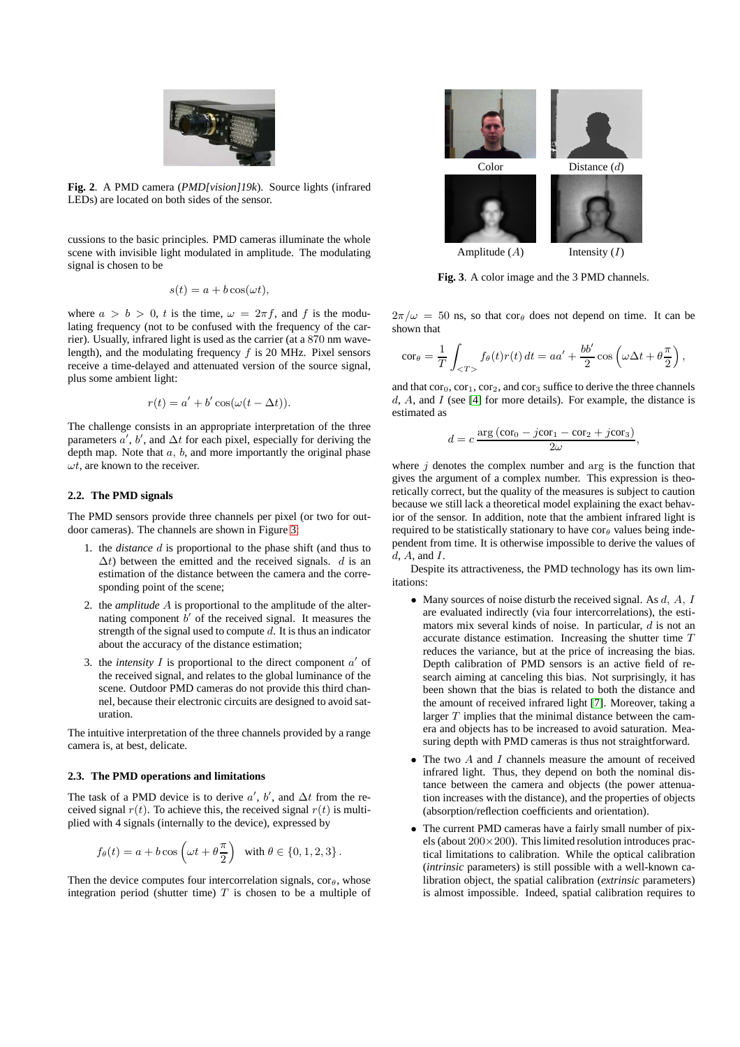**Fig. 2**. A PMD camera (*PMD[vision]19k*). Source lights (infrared LEDs) are located on both sides of the sensor.

cussions to the basic principles. PMD cameras illuminate the whole scene with invisible light modulated in amplitude. The modulating signal is chosen to be

$$s(t) = a + b\cos(\omega t),$$

where $a > b > 0$, $t$ is the time, $\omega = 2\pi f$, and $f$ is the modulating frequency (not to be confused with the frequency of the carrier). Usually, infrared light is used as the carrier (at a 870 nm wavelength), and the modulating frequency $f$ is 20 MHz. Pixel sensors receive a time-delayed and attenuated version of the source signal, plus some ambient light:

$$r(t) = a' + b'\cos(\omega(t - \Delta t)).$$

The challenge consists in an appropriate interpretation of the three parameters $a'$, $b'$, and $\Delta t$ for each pixel, especially for deriving the depth map. Note that $a$, $b$, and more importantly the original phase $\omega t$, are known to the receiver.

### 2.2. The PMD signals

The PMD sensors provide three channels per pixel (or two for outdoor cameras). The channels are shown in Figure 3:

1. the *distance* $d$ is proportional to the phase shift (and thus to $\Delta t$) between the emitted and the received signals. $d$ is an estimation of the distance between the camera and the corresponding point of the scene;
2. the *amplitude* $A$ is proportional to the amplitude of the alternating component $b'$ of the received signal. It measures the strength of the signal used to compute $d$. It is thus an indicator about the accuracy of the distance estimation;
3. the *intensity* $I$ is proportional to the direct component $a'$ of the received signal, and relates to the global luminance of the scene. Outdoor PMD cameras do not provide this third channel, because their electronic circuits are designed to avoid saturation.

The intuitive interpretation of the three channels provided by a range camera is, at best, delicate.

### 2.3. The PMD operations and limitations

The task of a PMD device is to derive $a'$, $b'$, and $\Delta t$ from the received signal $r(t)$. To achieve this, the received signal $r(t)$ is multiplied with 4 signals (internally to the device), expressed by

$$f_\theta(t) = a + b\cos\left(\omega t + \theta\frac{\pi}{2}\right) \quad \text{with } \theta \in \{0, 1, 2, 3\}.$$

Then the device computes four intercorrelation signals, $\text{cor}_\theta$, whose integration period (shutter time) $T$ is chosen to be a multiple of

Color | Distance ($d$)

Amplitude ($A$) | Intensity ($I$)

**Fig. 3**. A color image and the 3 PMD channels.

$2\pi/\omega = 50$ ns, so that $\text{cor}_\theta$ does not depend on time. It can be shown that

$$\text{cor}_\theta = \frac{1}{T}\int_{<T>} f_\theta(t) r(t)\, dt = aa' + \frac{bb'}{2}\cos\left(\omega\Delta t + \theta\frac{\pi}{2}\right),$$

and that $\text{cor}_0$, $\text{cor}_1$, $\text{cor}_2$, and $\text{cor}_3$ suffice to derive the three channels $d$, $A$, and $I$ (see [4] for more details). For example, the distance is estimated as

$$d = c\,\frac{\arg\left(\text{cor}_0 - j\text{cor}_1 - \text{cor}_2 + j\text{cor}_3\right)}{2\omega},$$

where $j$ denotes the complex number and $\arg$ is the function that gives the argument of a complex number. This expression is theoretically correct, but the quality of the measures is subject to caution because we still lack a theoretical model explaining the exact behavior of the sensor. In addition, note that the ambient infrared light is required to be statistically stationary to have $\text{cor}_\theta$ values being independent from time. It is otherwise impossible to derive the values of $d$, $A$, and $I$.

Despite its attractiveness, the PMD technology has its own limitations:

- Many sources of noise disturb the received signal. As $d$, $A$, $I$ are evaluated indirectly (via four intercorrelations), the estimators mix several kinds of noise. In particular, $d$ is not an accurate distance estimation. Increasing the shutter time $T$ reduces the variance, but at the price of increasing the bias. Depth calibration of PMD sensors is an active field of research aiming at canceling this bias. Not surprisingly, it has been shown that the bias is related to both the distance and the amount of received infrared light [7]. Moreover, taking a larger $T$ implies that the minimal distance between the camera and objects has to be increased to avoid saturation. Measuring depth with PMD cameras is thus not straightforward.
- The two $A$ and $I$ channels measure the amount of received infrared light. Thus, they depend on both the nominal distance between the camera and the objects (the power attenuation increases with the distance), and the properties of objects (absorption/reflection coefficients and orientation).
- The current PMD cameras have a fairly small number of pixels (about $200\times200$). This limited resolution introduces practical limitations to calibration. While the optical calibration (*intrinsic* parameters) is still possible with a well-known calibration object, the spatial calibration (*extrinsic* parameters) is almost impossible. Indeed, spatial calibration requires to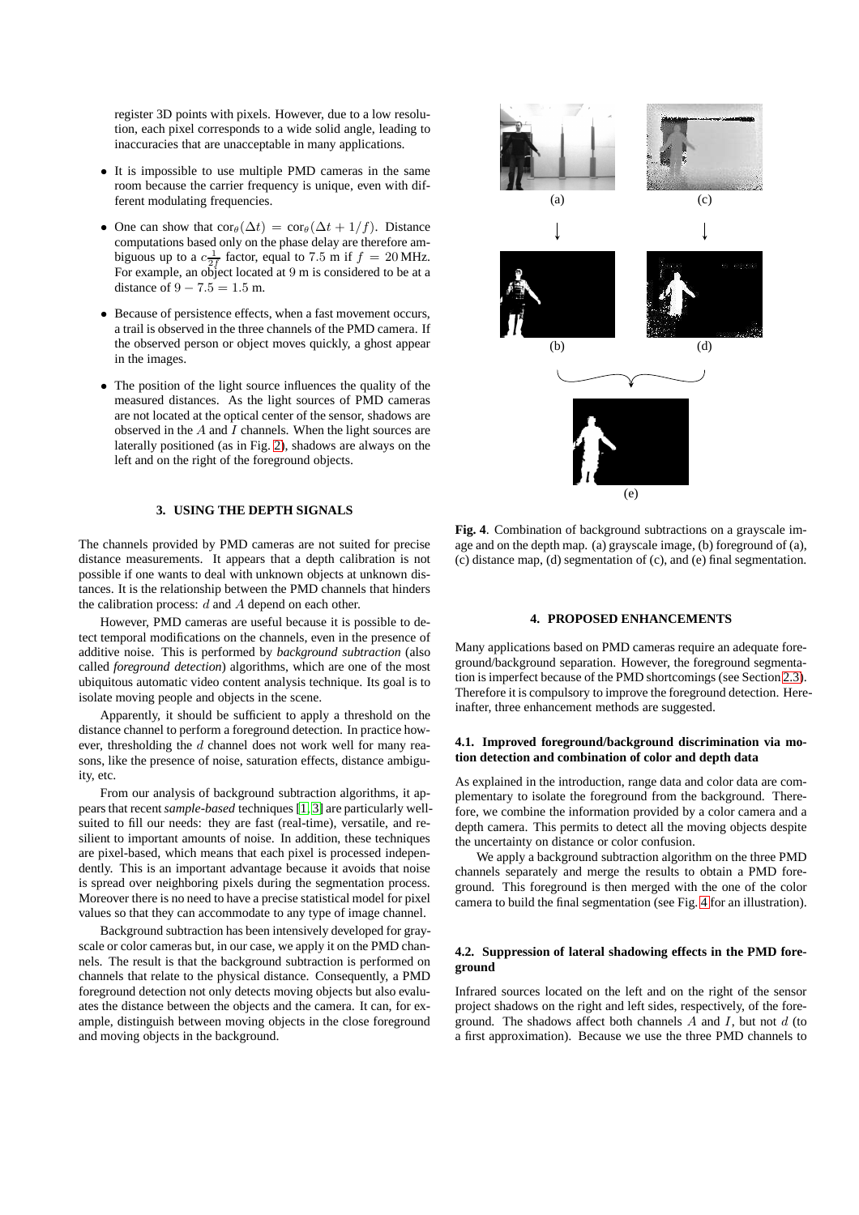register 3D points with pixels. However, due to a low resolution, each pixel corresponds to a wide solid angle, leading to inaccuracies that are unacceptable in many applications.

- It is impossible to use multiple PMD cameras in the same room because the carrier frequency is unique, even with different modulating frequencies.
- One can show that $\mathrm{cor}_\theta(\Delta t) = \mathrm{cor}_\theta(\Delta t + 1/f)$. Distance computations based only on the phase delay are therefore ambiguous up to a $c\frac{1}{2f}$ factor, equal to 7.5 m if $f = 20$ MHz. For example, an object located at 9 m is considered to be at a distance of $9 - 7.5 = 1.5$ m.
- Because of persistence effects, when a fast movement occurs, a trail is observed in the three channels of the PMD camera. If the observed person or object moves quickly, a ghost appear in the images.
- The position of the light source influences the quality of the measured distances. As the light sources of PMD cameras are not located at the optical center of the sensor, shadows are observed in the $A$ and $I$ channels. When the light sources are laterally positioned (as in Fig. 2), shadows are always on the left and on the right of the foreground objects.

## 3. USING THE DEPTH SIGNALS

The channels provided by PMD cameras are not suited for precise distance measurements. It appears that a depth calibration is not possible if one wants to deal with unknown objects at unknown distances. It is the relationship between the PMD channels that hinders the calibration process: $d$ and $A$ depend on each other.

However, PMD cameras are useful because it is possible to detect temporal modifications on the channels, even in the presence of additive noise. This is performed by *background subtraction* (also called *foreground detection*) algorithms, which are one of the most ubiquitous automatic video content analysis technique. Its goal is to isolate moving people and objects in the scene.

Apparently, it should be sufficient to apply a threshold on the distance channel to perform a foreground detection. In practice however, thresholding the $d$ channel does not work well for many reasons, like the presence of noise, saturation effects, distance ambiguity, etc.

From our analysis of background subtraction algorithms, it appears that recent *sample-based* techniques [1, 3] are particularly well-suited to fill our needs: they are fast (real-time), versatile, and resilient to important amounts of noise. In addition, these techniques are pixel-based, which means that each pixel is processed independently. This is an important advantage because it avoids that noise is spread over neighboring pixels during the segmentation process. Moreover there is no need to have a precise statistical model for pixel values so that they can accommodate to any type of image channel.

Background subtraction has been intensively developed for grayscale or color cameras but, in our case, we apply it on the PMD channels. The result is that the background subtraction is performed on channels that relate to the physical distance. Consequently, a PMD foreground detection not only detects moving objects but also evaluates the distance between the objects and the camera. It can, for example, distinguish between moving objects in the close foreground and moving objects in the background.

**Fig. 4**. Combination of background subtractions on a grayscale image and on the depth map. (a) grayscale image, (b) foreground of (a), (c) distance map, (d) segmentation of (c), and (e) final segmentation.

## 4. PROPOSED ENHANCEMENTS

Many applications based on PMD cameras require an adequate foreground/background separation. However, the foreground segmentation is imperfect because of the PMD shortcomings (see Section 2.3). Therefore it is compulsory to improve the foreground detection. Hereinafter, three enhancement methods are suggested.

### 4.1. Improved foreground/background discrimination via motion detection and combination of color and depth data

As explained in the introduction, range data and color data are complementary to isolate the foreground from the background. Therefore, we combine the information provided by a color camera and a depth camera. This permits to detect all the moving objects despite the uncertainty on distance or color confusion.

We apply a background subtraction algorithm on the three PMD channels separately and merge the results to obtain a PMD foreground. This foreground is then merged with the one of the color camera to build the final segmentation (see Fig. 4 for an illustration).

### 4.2. Suppression of lateral shadowing effects in the PMD foreground

Infrared sources located on the left and on the right of the sensor project shadows on the right and left sides, respectively, of the foreground. The shadows affect both channels $A$ and $I$, but not $d$ (to a first approximation). Because we use the three PMD channels to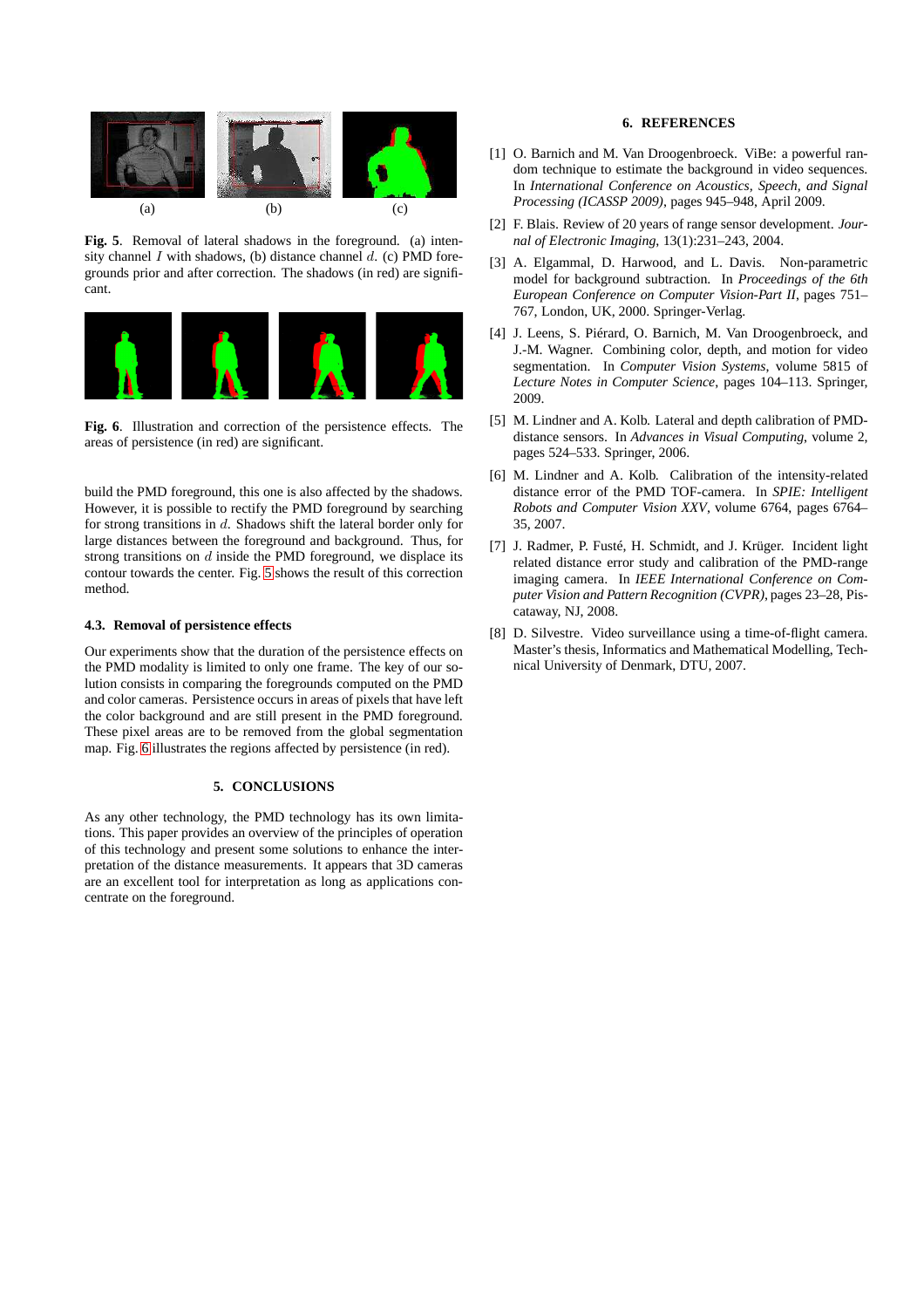(a) (b) (c)

**Fig. 5**. Removal of lateral shadows in the foreground. (a) intensity channel $I$ with shadows, (b) distance channel $d$. (c) PMD foregrounds prior and after correction. The shadows (in red) are significant.

**Fig. 6**. Illustration and correction of the persistence effects. The areas of persistence (in red) are significant.

build the PMD foreground, this one is also affected by the shadows. However, it is possible to rectify the PMD foreground by searching for strong transitions in $d$. Shadows shift the lateral border only for large distances between the foreground and background. Thus, for strong transitions on $d$ inside the PMD foreground, we displace its contour towards the center. Fig. 5 shows the result of this correction method.

### 4.3. Removal of persistence effects

Our experiments show that the duration of the persistence effects on the PMD modality is limited to only one frame. The key of our solution consists in comparing the foregrounds computed on the PMD and color cameras. Persistence occurs in areas of pixels that have left the color background and are still present in the PMD foreground. These pixel areas are to be removed from the global segmentation map. Fig. 6 illustrates the regions affected by persistence (in red).

## 5. CONCLUSIONS

As any other technology, the PMD technology has its own limitations. This paper provides an overview of the principles of operation of this technology and present some solutions to enhance the interpretation of the distance measurements. It appears that 3D cameras are an excellent tool for interpretation as long as applications concentrate on the foreground.

## 6. REFERENCES

[1] O. Barnich and M. Van Droogenbroeck. ViBe: a powerful random technique to estimate the background in video sequences. In *International Conference on Acoustics, Speech, and Signal Processing (ICASSP 2009)*, pages 945–948, April 2009.

[2] F. Blais. Review of 20 years of range sensor development. *Journal of Electronic Imaging*, 13(1):231–243, 2004.

[3] A. Elgammal, D. Harwood, and L. Davis. Non-parametric model for background subtraction. In *Proceedings of the 6th European Conference on Computer Vision-Part II*, pages 751–767, London, UK, 2000. Springer-Verlag.

[4] J. Leens, S. Piérard, O. Barnich, M. Van Droogenbroeck, and J.-M. Wagner. Combining color, depth, and motion for video segmentation. In *Computer Vision Systems*, volume 5815 of *Lecture Notes in Computer Science*, pages 104–113. Springer, 2009.

[5] M. Lindner and A. Kolb. Lateral and depth calibration of PMD-distance sensors. In *Advances in Visual Computing*, volume 2, pages 524–533. Springer, 2006.

[6] M. Lindner and A. Kolb. Calibration of the intensity-related distance error of the PMD TOF-camera. In *SPIE: Intelligent Robots and Computer Vision XXV*, volume 6764, pages 6764–35, 2007.

[7] J. Radmer, P. Fusté, H. Schmidt, and J. Krüger. Incident light related distance error study and calibration of the PMD-range imaging camera. In *IEEE International Conference on Computer Vision and Pattern Recognition (CVPR)*, pages 23–28, Piscataway, NJ, 2008.

[8] D. Silvestre. Video surveillance using a time-of-flight camera. Master's thesis, Informatics and Mathematical Modelling, Technical University of Denmark, DTU, 2007.